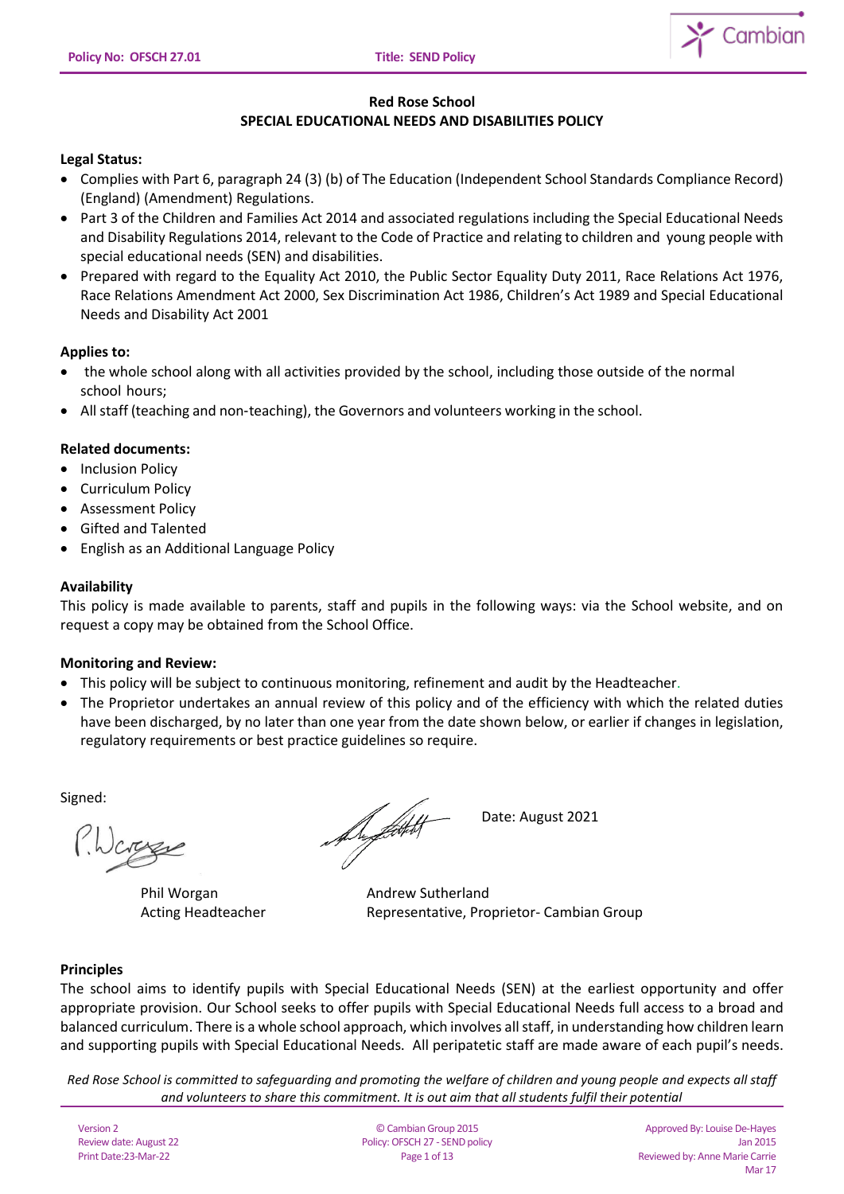# Red Rose School
## SPECIAL EDUCATIONAL NEEDS AND DISABILITIES POLICY

**Legal Status:**

- Complies with Part 6, paragraph 24 (3) (b) of The Education (Independent School Standards Compliance Record) (England) (Amendment) Regulations.
- Part 3 of the Children and Families Act 2014 and associated regulations including the Special Educational Needs and Disability Regulations 2014, relevant to the Code of Practice and relating to children and young people with special educational needs (SEN) and disabilities.
- Prepared with regard to the Equality Act 2010, the Public Sector Equality Duty 2011, Race Relations Act 1976, Race Relations Amendment Act 2000, Sex Discrimination Act 1986, Children's Act 1989 and Special Educational Needs and Disability Act 2001

**Applies to:**

- the whole school along with all activities provided by the school, including those outside of the normal school hours;
- All staff (teaching and non-teaching), the Governors and volunteers working in the school.

**Related documents:**

- Inclusion Policy
- Curriculum Policy
- Assessment Policy
- Gifted and Talented
- English as an Additional Language Policy

**Availability**

This policy is made available to parents, staff and pupils in the following ways: via the School website, and on request a copy may be obtained from the School Office.

**Monitoring and Review:**

- This policy will be subject to continuous monitoring, refinement and audit by the Headteacher.
- The Proprietor undertakes an annual review of this policy and of the efficiency with which the related duties have been discharged, by no later than one year from the date shown below, or earlier if changes in legislation, regulatory requirements or best practice guidelines so require.

Signed:

Date: August 2021

Phil Worgan
Acting Headteacher

Andrew Sutherland
Representative, Proprietor- Cambian Group

**Principles**

The school aims to identify pupils with Special Educational Needs (SEN) at the earliest opportunity and offer appropriate provision. Our School seeks to offer pupils with Special Educational Needs full access to a broad and balanced curriculum. There is a whole school approach, which involves all staff, in understanding how children learn and supporting pupils with Special Educational Needs. All peripatetic staff are made aware of each pupil's needs.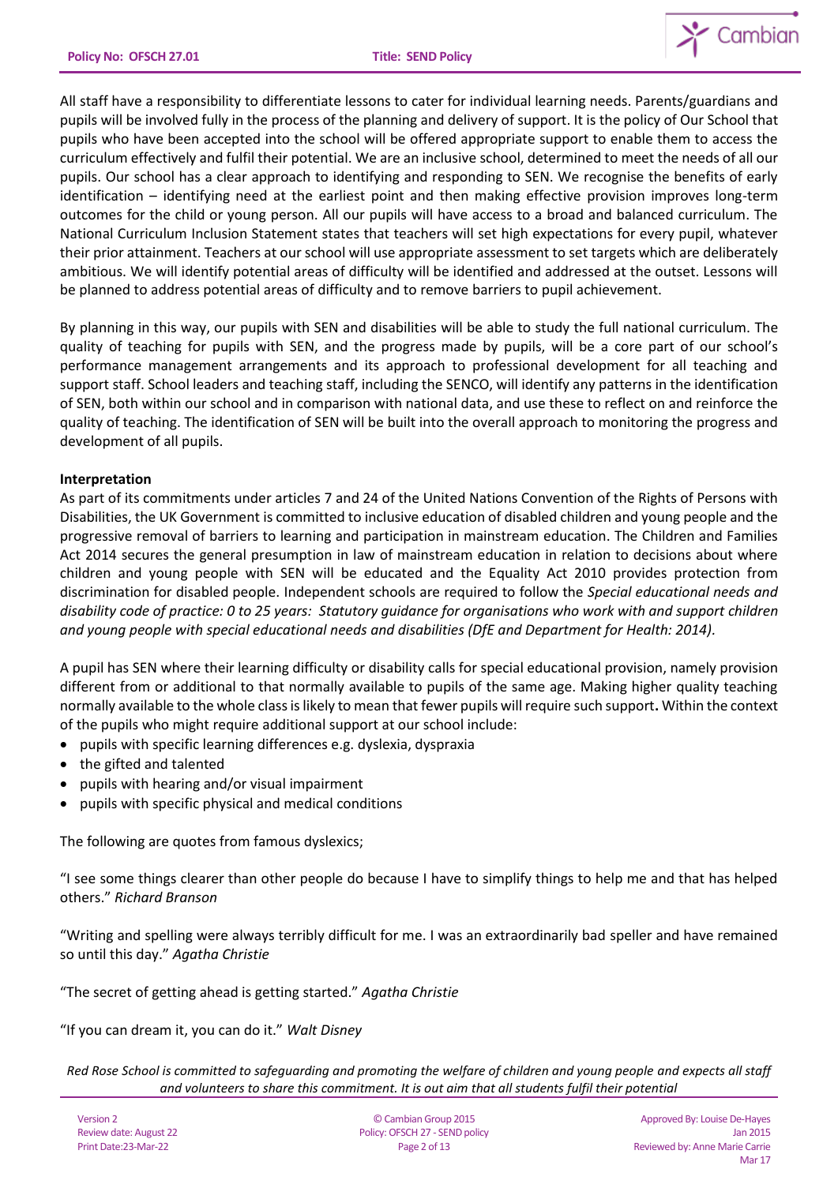All staff have a responsibility to differentiate lessons to cater for individual learning needs. Parents/guardians and pupils will be involved fully in the process of the planning and delivery of support. It is the policy of Our School that pupils who have been accepted into the school will be offered appropriate support to enable them to access the curriculum effectively and fulfil their potential. We are an inclusive school, determined to meet the needs of all our pupils. Our school has a clear approach to identifying and responding to SEN. We recognise the benefits of early identification – identifying need at the earliest point and then making effective provision improves long-term outcomes for the child or young person. All our pupils will have access to a broad and balanced curriculum. The National Curriculum Inclusion Statement states that teachers will set high expectations for every pupil, whatever their prior attainment. Teachers at our school will use appropriate assessment to set targets which are deliberately ambitious. We will identify potential areas of difficulty will be identified and addressed at the outset. Lessons will be planned to address potential areas of difficulty and to remove barriers to pupil achievement.

By planning in this way, our pupils with SEN and disabilities will be able to study the full national curriculum. The quality of teaching for pupils with SEN, and the progress made by pupils, will be a core part of our school's performance management arrangements and its approach to professional development for all teaching and support staff. School leaders and teaching staff, including the SENCO, will identify any patterns in the identification of SEN, both within our school and in comparison with national data, and use these to reflect on and reinforce the quality of teaching. The identification of SEN will be built into the overall approach to monitoring the progress and development of all pupils.

**Interpretation**

As part of its commitments under articles 7 and 24 of the United Nations Convention of the Rights of Persons with Disabilities, the UK Government is committed to inclusive education of disabled children and young people and the progressive removal of barriers to learning and participation in mainstream education. The Children and Families Act 2014 secures the general presumption in law of mainstream education in relation to decisions about where children and young people with SEN will be educated and the Equality Act 2010 provides protection from discrimination for disabled people. Independent schools are required to follow the *Special educational needs and disability code of practice: 0 to 25 years: Statutory guidance for organisations who work with and support children and young people with special educational needs and disabilities (DfE and Department for Health: 2014).*

A pupil has SEN where their learning difficulty or disability calls for special educational provision, namely provision different from or additional to that normally available to pupils of the same age. Making higher quality teaching normally available to the whole class is likely to mean that fewer pupils will require such support**.** Within the context of the pupils who might require additional support at our school include:

- pupils with specific learning differences e.g. dyslexia, dyspraxia
- the gifted and talented
- pupils with hearing and/or visual impairment
- pupils with specific physical and medical conditions

The following are quotes from famous dyslexics;

"I see some things clearer than other people do because I have to simplify things to help me and that has helped others." *Richard Branson*

"Writing and spelling were always terribly difficult for me. I was an extraordinarily bad speller and have remained so until this day." *Agatha Christie*

"The secret of getting ahead is getting started." *Agatha Christie*

"If you can dream it, you can do it." *Walt Disney*

*Red Rose School is committed to safeguarding and promoting the welfare of children and young people and expects all staff and volunteers to share this commitment. It is out aim that all students fulfil their potential*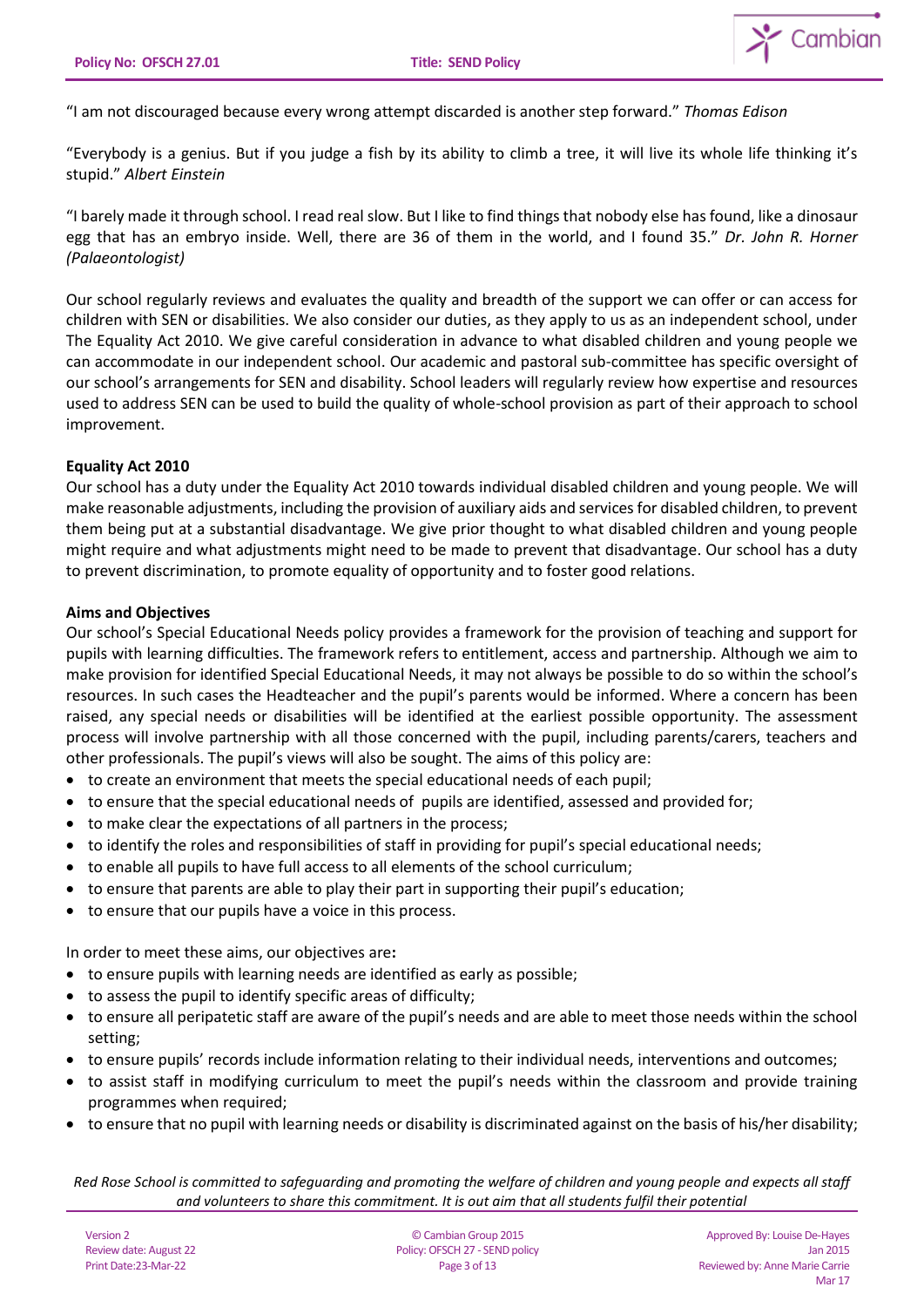"I am not discouraged because every wrong attempt discarded is another step forward." *Thomas Edison*

"Everybody is a genius. But if you judge a fish by its ability to climb a tree, it will live its whole life thinking it's stupid." *Albert Einstein*

"I barely made it through school. I read real slow. But I like to find things that nobody else has found, like a dinosaur egg that has an embryo inside. Well, there are 36 of them in the world, and I found 35." *Dr. John R. Horner (Palaeontologist)*

Our school regularly reviews and evaluates the quality and breadth of the support we can offer or can access for children with SEN or disabilities. We also consider our duties, as they apply to us as an independent school, under The Equality Act 2010. We give careful consideration in advance to what disabled children and young people we can accommodate in our independent school. Our academic and pastoral sub-committee has specific oversight of our school's arrangements for SEN and disability. School leaders will regularly review how expertise and resources used to address SEN can be used to build the quality of whole-school provision as part of their approach to school improvement.

**Equality Act 2010**

Our school has a duty under the Equality Act 2010 towards individual disabled children and young people. We will make reasonable adjustments, including the provision of auxiliary aids and services for disabled children, to prevent them being put at a substantial disadvantage. We give prior thought to what disabled children and young people might require and what adjustments might need to be made to prevent that disadvantage. Our school has a duty to prevent discrimination, to promote equality of opportunity and to foster good relations.

**Aims and Objectives**

Our school's Special Educational Needs policy provides a framework for the provision of teaching and support for pupils with learning difficulties. The framework refers to entitlement, access and partnership. Although we aim to make provision for identified Special Educational Needs, it may not always be possible to do so within the school's resources. In such cases the Headteacher and the pupil's parents would be informed. Where a concern has been raised, any special needs or disabilities will be identified at the earliest possible opportunity. The assessment process will involve partnership with all those concerned with the pupil, including parents/carers, teachers and other professionals. The pupil's views will also be sought. The aims of this policy are:

- to create an environment that meets the special educational needs of each pupil;
- to ensure that the special educational needs of pupils are identified, assessed and provided for;
- to make clear the expectations of all partners in the process;
- to identify the roles and responsibilities of staff in providing for pupil's special educational needs;
- to enable all pupils to have full access to all elements of the school curriculum;
- to ensure that parents are able to play their part in supporting their pupil's education;
- to ensure that our pupils have a voice in this process.

In order to meet these aims, our objectives are**:**

- to ensure pupils with learning needs are identified as early as possible;
- to assess the pupil to identify specific areas of difficulty;
- to ensure all peripatetic staff are aware of the pupil's needs and are able to meet those needs within the school setting;
- to ensure pupils' records include information relating to their individual needs, interventions and outcomes;
- to assist staff in modifying curriculum to meet the pupil's needs within the classroom and provide training programmes when required;
- to ensure that no pupil with learning needs or disability is discriminated against on the basis of his/her disability;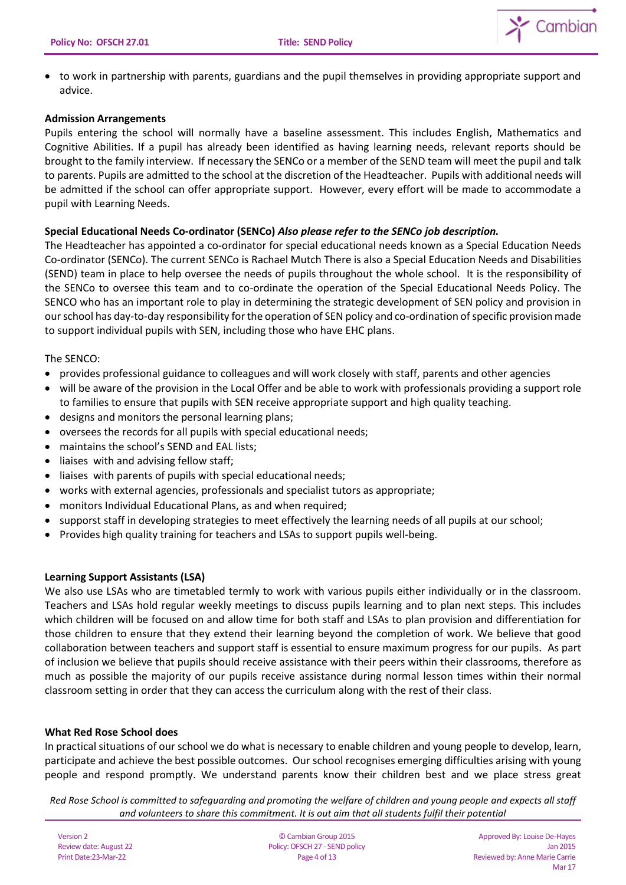- to work in partnership with parents, guardians and the pupil themselves in providing appropriate support and advice.

**Admission Arrangements**

Pupils entering the school will normally have a baseline assessment. This includes English, Mathematics and Cognitive Abilities. If a pupil has already been identified as having learning needs, relevant reports should be brought to the family interview. If necessary the SENCo or a member of the SEND team will meet the pupil and talk to parents. Pupils are admitted to the school at the discretion of the Headteacher. Pupils with additional needs will be admitted if the school can offer appropriate support. However, every effort will be made to accommodate a pupil with Learning Needs.

**Special Educational Needs Co-ordinator (SENCo)** ***Also please refer to the SENCo job description.***

The Headteacher has appointed a co-ordinator for special educational needs known as a Special Education Needs Co-ordinator (SENCo). The current SENCo is Rachael Mutch There is also a Special Education Needs and Disabilities (SEND) team in place to help oversee the needs of pupils throughout the whole school. It is the responsibility of the SENCo to oversee this team and to co-ordinate the operation of the Special Educational Needs Policy. The SENCO who has an important role to play in determining the strategic development of SEN policy and provision in our school has day-to-day responsibility for the operation of SEN policy and co-ordination of specific provision made to support individual pupils with SEN, including those who have EHC plans.

The SENCO:

- provides professional guidance to colleagues and will work closely with staff, parents and other agencies
- will be aware of the provision in the Local Offer and be able to work with professionals providing a support role to families to ensure that pupils with SEN receive appropriate support and high quality teaching.
- designs and monitors the personal learning plans;
- oversees the records for all pupils with special educational needs;
- maintains the school's SEND and EAL lists;
- liaises with and advising fellow staff;
- liaises with parents of pupils with special educational needs;
- works with external agencies, professionals and specialist tutors as appropriate;
- monitors Individual Educational Plans, as and when required;
- supporst staff in developing strategies to meet effectively the learning needs of all pupils at our school;
- Provides high quality training for teachers and LSAs to support pupils well-being.

**Learning Support Assistants (LSA)**

We also use LSAs who are timetabled termly to work with various pupils either individually or in the classroom. Teachers and LSAs hold regular weekly meetings to discuss pupils learning and to plan next steps. This includes which children will be focused on and allow time for both staff and LSAs to plan provision and differentiation for those children to ensure that they extend their learning beyond the completion of work. We believe that good collaboration between teachers and support staff is essential to ensure maximum progress for our pupils. As part of inclusion we believe that pupils should receive assistance with their peers within their classrooms, therefore as much as possible the majority of our pupils receive assistance during normal lesson times within their normal classroom setting in order that they can access the curriculum along with the rest of their class.

**What Red Rose School does**

In practical situations of our school we do what is necessary to enable children and young people to develop, learn, participate and achieve the best possible outcomes. Our school recognises emerging difficulties arising with young people and respond promptly. We understand parents know their children best and we place stress great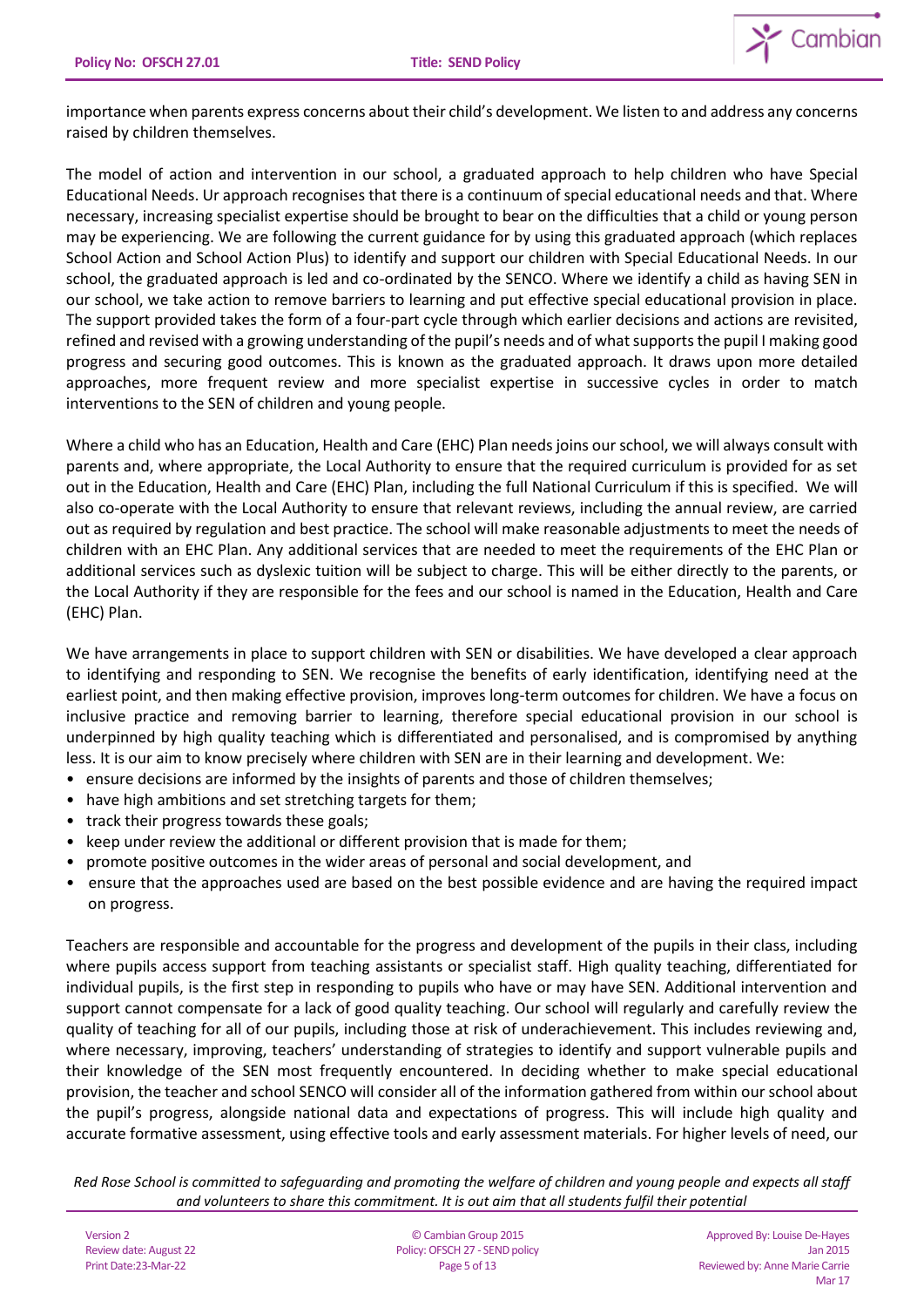importance when parents express concerns about their child's development. We listen to and address any concerns raised by children themselves.

The model of action and intervention in our school, a graduated approach to help children who have Special Educational Needs. Ur approach recognises that there is a continuum of special educational needs and that. Where necessary, increasing specialist expertise should be brought to bear on the difficulties that a child or young person may be experiencing. We are following the current guidance for by using this graduated approach (which replaces School Action and School Action Plus) to identify and support our children with Special Educational Needs. In our school, the graduated approach is led and co-ordinated by the SENCO. Where we identify a child as having SEN in our school, we take action to remove barriers to learning and put effective special educational provision in place. The support provided takes the form of a four-part cycle through which earlier decisions and actions are revisited, refined and revised with a growing understanding of the pupil's needs and of what supports the pupil I making good progress and securing good outcomes. This is known as the graduated approach. It draws upon more detailed approaches, more frequent review and more specialist expertise in successive cycles in order to match interventions to the SEN of children and young people.

Where a child who has an Education, Health and Care (EHC) Plan needs joins our school, we will always consult with parents and, where appropriate, the Local Authority to ensure that the required curriculum is provided for as set out in the Education, Health and Care (EHC) Plan, including the full National Curriculum if this is specified. We will also co-operate with the Local Authority to ensure that relevant reviews, including the annual review, are carried out as required by regulation and best practice. The school will make reasonable adjustments to meet the needs of children with an EHC Plan. Any additional services that are needed to meet the requirements of the EHC Plan or additional services such as dyslexic tuition will be subject to charge. This will be either directly to the parents, or the Local Authority if they are responsible for the fees and our school is named in the Education, Health and Care (EHC) Plan.

We have arrangements in place to support children with SEN or disabilities. We have developed a clear approach to identifying and responding to SEN. We recognise the benefits of early identification, identifying need at the earliest point, and then making effective provision, improves long-term outcomes for children. We have a focus on inclusive practice and removing barrier to learning, therefore special educational provision in our school is underpinned by high quality teaching which is differentiated and personalised, and is compromised by anything less. It is our aim to know precisely where children with SEN are in their learning and development. We:

- ensure decisions are informed by the insights of parents and those of children themselves;
- have high ambitions and set stretching targets for them;
- track their progress towards these goals;
- keep under review the additional or different provision that is made for them;
- promote positive outcomes in the wider areas of personal and social development, and
- ensure that the approaches used are based on the best possible evidence and are having the required impact on progress.

Teachers are responsible and accountable for the progress and development of the pupils in their class, including where pupils access support from teaching assistants or specialist staff. High quality teaching, differentiated for individual pupils, is the first step in responding to pupils who have or may have SEN. Additional intervention and support cannot compensate for a lack of good quality teaching. Our school will regularly and carefully review the quality of teaching for all of our pupils, including those at risk of underachievement. This includes reviewing and, where necessary, improving, teachers' understanding of strategies to identify and support vulnerable pupils and their knowledge of the SEN most frequently encountered. In deciding whether to make special educational provision, the teacher and school SENCO will consider all of the information gathered from within our school about the pupil's progress, alongside national data and expectations of progress. This will include high quality and accurate formative assessment, using effective tools and early assessment materials. For higher levels of need, our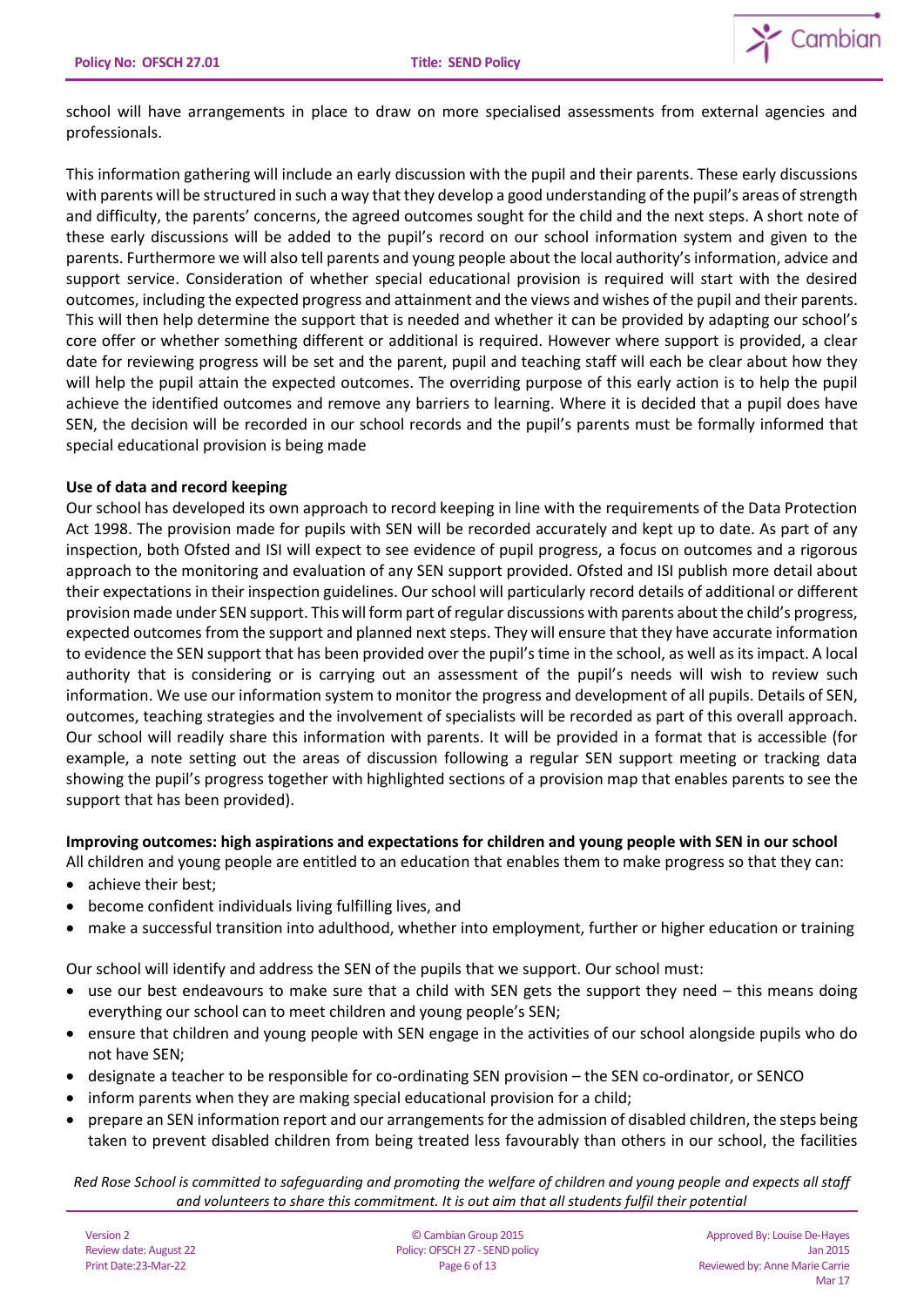school will have arrangements in place to draw on more specialised assessments from external agencies and professionals.

This information gathering will include an early discussion with the pupil and their parents. These early discussions with parents will be structured in such a way that they develop a good understanding of the pupil's areas of strength and difficulty, the parents' concerns, the agreed outcomes sought for the child and the next steps. A short note of these early discussions will be added to the pupil's record on our school information system and given to the parents. Furthermore we will also tell parents and young people about the local authority's information, advice and support service. Consideration of whether special educational provision is required will start with the desired outcomes, including the expected progress and attainment and the views and wishes of the pupil and their parents. This will then help determine the support that is needed and whether it can be provided by adapting our school's core offer or whether something different or additional is required. However where support is provided, a clear date for reviewing progress will be set and the parent, pupil and teaching staff will each be clear about how they will help the pupil attain the expected outcomes. The overriding purpose of this early action is to help the pupil achieve the identified outcomes and remove any barriers to learning. Where it is decided that a pupil does have SEN, the decision will be recorded in our school records and the pupil's parents must be formally informed that special educational provision is being made

**Use of data and record keeping**

Our school has developed its own approach to record keeping in line with the requirements of the Data Protection Act 1998. The provision made for pupils with SEN will be recorded accurately and kept up to date. As part of any inspection, both Ofsted and ISI will expect to see evidence of pupil progress, a focus on outcomes and a rigorous approach to the monitoring and evaluation of any SEN support provided. Ofsted and ISI publish more detail about their expectations in their inspection guidelines. Our school will particularly record details of additional or different provision made under SEN support. This will form part of regular discussions with parents about the child's progress, expected outcomes from the support and planned next steps. They will ensure that they have accurate information to evidence the SEN support that has been provided over the pupil's time in the school, as well as its impact. A local authority that is considering or is carrying out an assessment of the pupil's needs will wish to review such information. We use our information system to monitor the progress and development of all pupils. Details of SEN, outcomes, teaching strategies and the involvement of specialists will be recorded as part of this overall approach. Our school will readily share this information with parents. It will be provided in a format that is accessible (for example, a note setting out the areas of discussion following a regular SEN support meeting or tracking data showing the pupil's progress together with highlighted sections of a provision map that enables parents to see the support that has been provided).

**Improving outcomes: high aspirations and expectations for children and young people with SEN in our school**

All children and young people are entitled to an education that enables them to make progress so that they can:

- achieve their best;
- become confident individuals living fulfilling lives, and
- make a successful transition into adulthood, whether into employment, further or higher education or training

Our school will identify and address the SEN of the pupils that we support. Our school must:

- use our best endeavours to make sure that a child with SEN gets the support they need – this means doing everything our school can to meet children and young people's SEN;
- ensure that children and young people with SEN engage in the activities of our school alongside pupils who do not have SEN;
- designate a teacher to be responsible for co-ordinating SEN provision – the SEN co-ordinator, or SENCO
- inform parents when they are making special educational provision for a child;
- prepare an SEN information report and our arrangements for the admission of disabled children, the steps being taken to prevent disabled children from being treated less favourably than others in our school, the facilities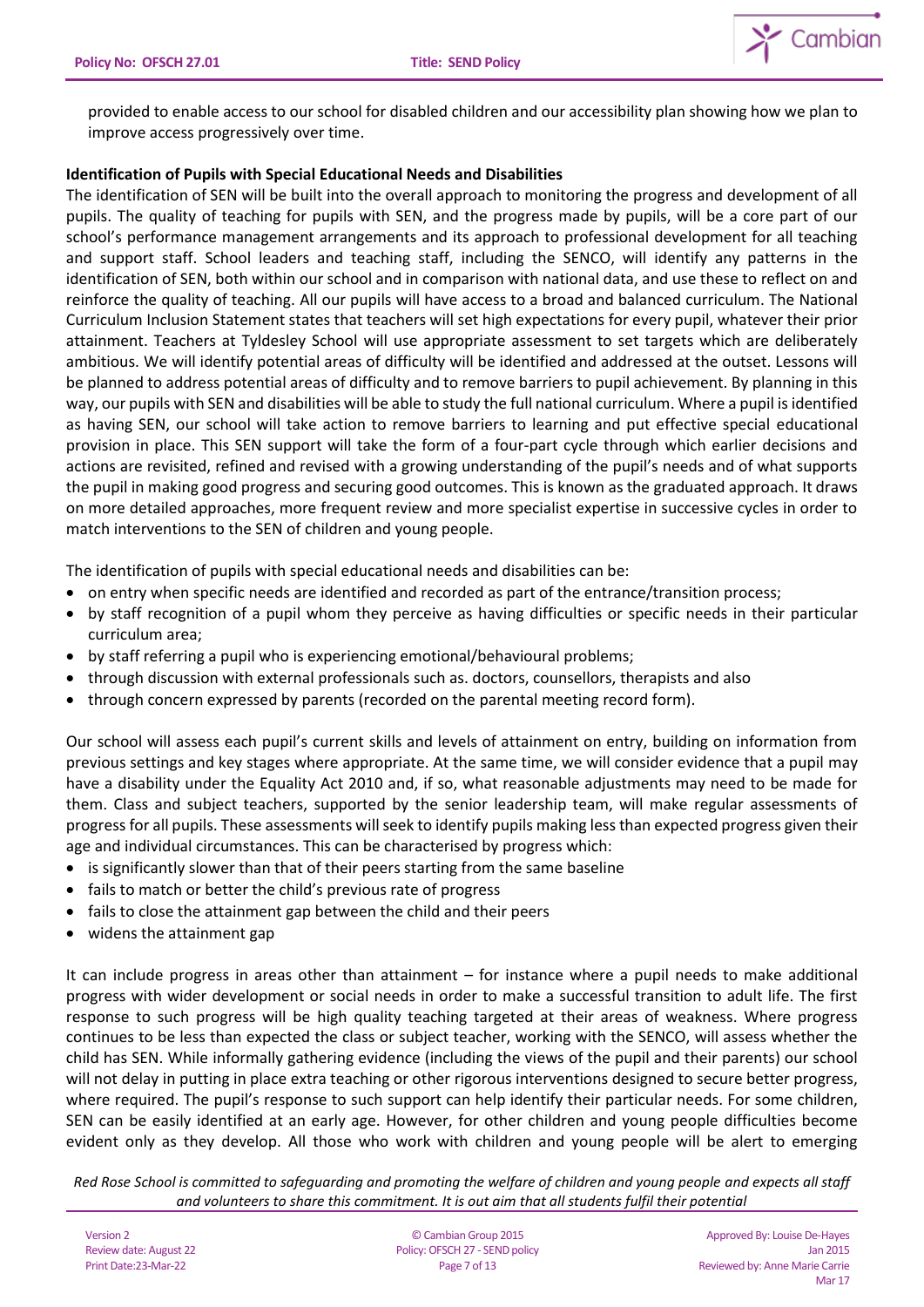provided to enable access to our school for disabled children and our accessibility plan showing how we plan to improve access progressively over time.

**Identification of Pupils with Special Educational Needs and Disabilities**

The identification of SEN will be built into the overall approach to monitoring the progress and development of all pupils. The quality of teaching for pupils with SEN, and the progress made by pupils, will be a core part of our school's performance management arrangements and its approach to professional development for all teaching and support staff. School leaders and teaching staff, including the SENCO, will identify any patterns in the identification of SEN, both within our school and in comparison with national data, and use these to reflect on and reinforce the quality of teaching. All our pupils will have access to a broad and balanced curriculum. The National Curriculum Inclusion Statement states that teachers will set high expectations for every pupil, whatever their prior attainment. Teachers at Tyldesley School will use appropriate assessment to set targets which are deliberately ambitious. We will identify potential areas of difficulty will be identified and addressed at the outset. Lessons will be planned to address potential areas of difficulty and to remove barriers to pupil achievement. By planning in this way, our pupils with SEN and disabilities will be able to study the full national curriculum. Where a pupil is identified as having SEN, our school will take action to remove barriers to learning and put effective special educational provision in place. This SEN support will take the form of a four-part cycle through which earlier decisions and actions are revisited, refined and revised with a growing understanding of the pupil's needs and of what supports the pupil in making good progress and securing good outcomes. This is known as the graduated approach. It draws on more detailed approaches, more frequent review and more specialist expertise in successive cycles in order to match interventions to the SEN of children and young people.

The identification of pupils with special educational needs and disabilities can be:

- on entry when specific needs are identified and recorded as part of the entrance/transition process;
- by staff recognition of a pupil whom they perceive as having difficulties or specific needs in their particular curriculum area;
- by staff referring a pupil who is experiencing emotional/behavioural problems;
- through discussion with external professionals such as. doctors, counsellors, therapists and also
- through concern expressed by parents (recorded on the parental meeting record form).

Our school will assess each pupil's current skills and levels of attainment on entry, building on information from previous settings and key stages where appropriate. At the same time, we will consider evidence that a pupil may have a disability under the Equality Act 2010 and, if so, what reasonable adjustments may need to be made for them. Class and subject teachers, supported by the senior leadership team, will make regular assessments of progress for all pupils. These assessments will seek to identify pupils making less than expected progress given their age and individual circumstances. This can be characterised by progress which:

- is significantly slower than that of their peers starting from the same baseline
- fails to match or better the child's previous rate of progress
- fails to close the attainment gap between the child and their peers
- widens the attainment gap

It can include progress in areas other than attainment – for instance where a pupil needs to make additional progress with wider development or social needs in order to make a successful transition to adult life. The first response to such progress will be high quality teaching targeted at their areas of weakness. Where progress continues to be less than expected the class or subject teacher, working with the SENCO, will assess whether the child has SEN. While informally gathering evidence (including the views of the pupil and their parents) our school will not delay in putting in place extra teaching or other rigorous interventions designed to secure better progress, where required. The pupil's response to such support can help identify their particular needs. For some children, SEN can be easily identified at an early age. However, for other children and young people difficulties become evident only as they develop. All those who work with children and young people will be alert to emerging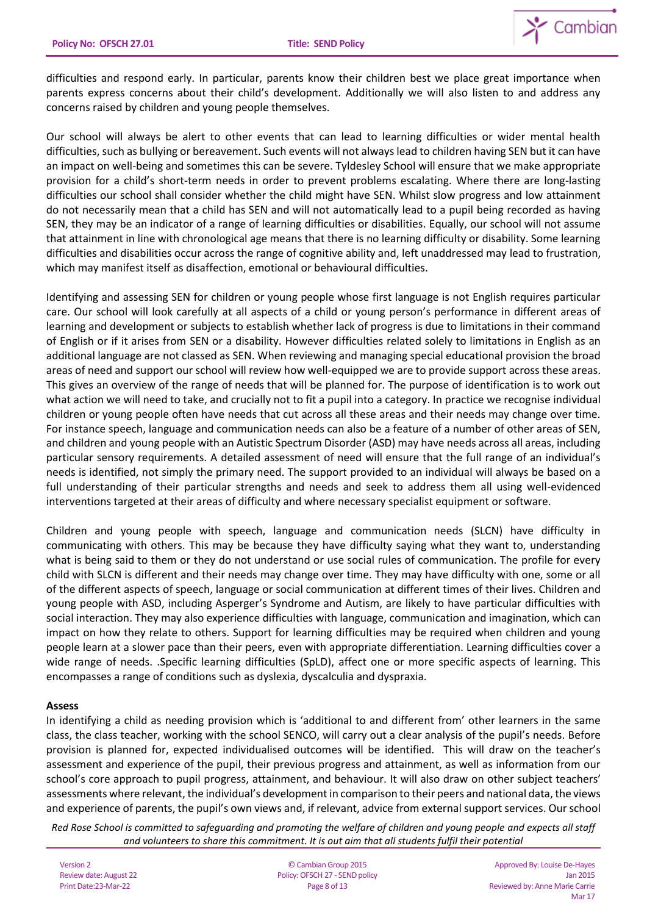difficulties and respond early. In particular, parents know their children best we place great importance when parents express concerns about their child's development. Additionally we will also listen to and address any concerns raised by children and young people themselves.

Our school will always be alert to other events that can lead to learning difficulties or wider mental health difficulties, such as bullying or bereavement. Such events will not always lead to children having SEN but it can have an impact on well-being and sometimes this can be severe. Tyldesley School will ensure that we make appropriate provision for a child's short-term needs in order to prevent problems escalating. Where there are long-lasting difficulties our school shall consider whether the child might have SEN. Whilst slow progress and low attainment do not necessarily mean that a child has SEN and will not automatically lead to a pupil being recorded as having SEN, they may be an indicator of a range of learning difficulties or disabilities. Equally, our school will not assume that attainment in line with chronological age means that there is no learning difficulty or disability. Some learning difficulties and disabilities occur across the range of cognitive ability and, left unaddressed may lead to frustration, which may manifest itself as disaffection, emotional or behavioural difficulties.

Identifying and assessing SEN for children or young people whose first language is not English requires particular care. Our school will look carefully at all aspects of a child or young person's performance in different areas of learning and development or subjects to establish whether lack of progress is due to limitations in their command of English or if it arises from SEN or a disability. However difficulties related solely to limitations in English as an additional language are not classed as SEN. When reviewing and managing special educational provision the broad areas of need and support our school will review how well-equipped we are to provide support across these areas. This gives an overview of the range of needs that will be planned for. The purpose of identification is to work out what action we will need to take, and crucially not to fit a pupil into a category. In practice we recognise individual children or young people often have needs that cut across all these areas and their needs may change over time. For instance speech, language and communication needs can also be a feature of a number of other areas of SEN, and children and young people with an Autistic Spectrum Disorder (ASD) may have needs across all areas, including particular sensory requirements. A detailed assessment of need will ensure that the full range of an individual's needs is identified, not simply the primary need. The support provided to an individual will always be based on a full understanding of their particular strengths and needs and seek to address them all using well-evidenced interventions targeted at their areas of difficulty and where necessary specialist equipment or software.

Children and young people with speech, language and communication needs (SLCN) have difficulty in communicating with others. This may be because they have difficulty saying what they want to, understanding what is being said to them or they do not understand or use social rules of communication. The profile for every child with SLCN is different and their needs may change over time. They may have difficulty with one, some or all of the different aspects of speech, language or social communication at different times of their lives. Children and young people with ASD, including Asperger's Syndrome and Autism, are likely to have particular difficulties with social interaction. They may also experience difficulties with language, communication and imagination, which can impact on how they relate to others. Support for learning difficulties may be required when children and young people learn at a slower pace than their peers, even with appropriate differentiation. Learning difficulties cover a wide range of needs. .Specific learning difficulties (SpLD), affect one or more specific aspects of learning. This encompasses a range of conditions such as dyslexia, dyscalculia and dyspraxia.

**Assess**

In identifying a child as needing provision which is 'additional to and different from' other learners in the same class, the class teacher, working with the school SENCO, will carry out a clear analysis of the pupil's needs. Before provision is planned for, expected individualised outcomes will be identified. This will draw on the teacher's assessment and experience of the pupil, their previous progress and attainment, as well as information from our school's core approach to pupil progress, attainment, and behaviour. It will also draw on other subject teachers' assessments where relevant, the individual's development in comparison to their peers and national data, the views and experience of parents, the pupil's own views and, if relevant, advice from external support services. Our school

*Red Rose School is committed to safeguarding and promoting the welfare of children and young people and expects all staff and volunteers to share this commitment. It is out aim that all students fulfil their potential*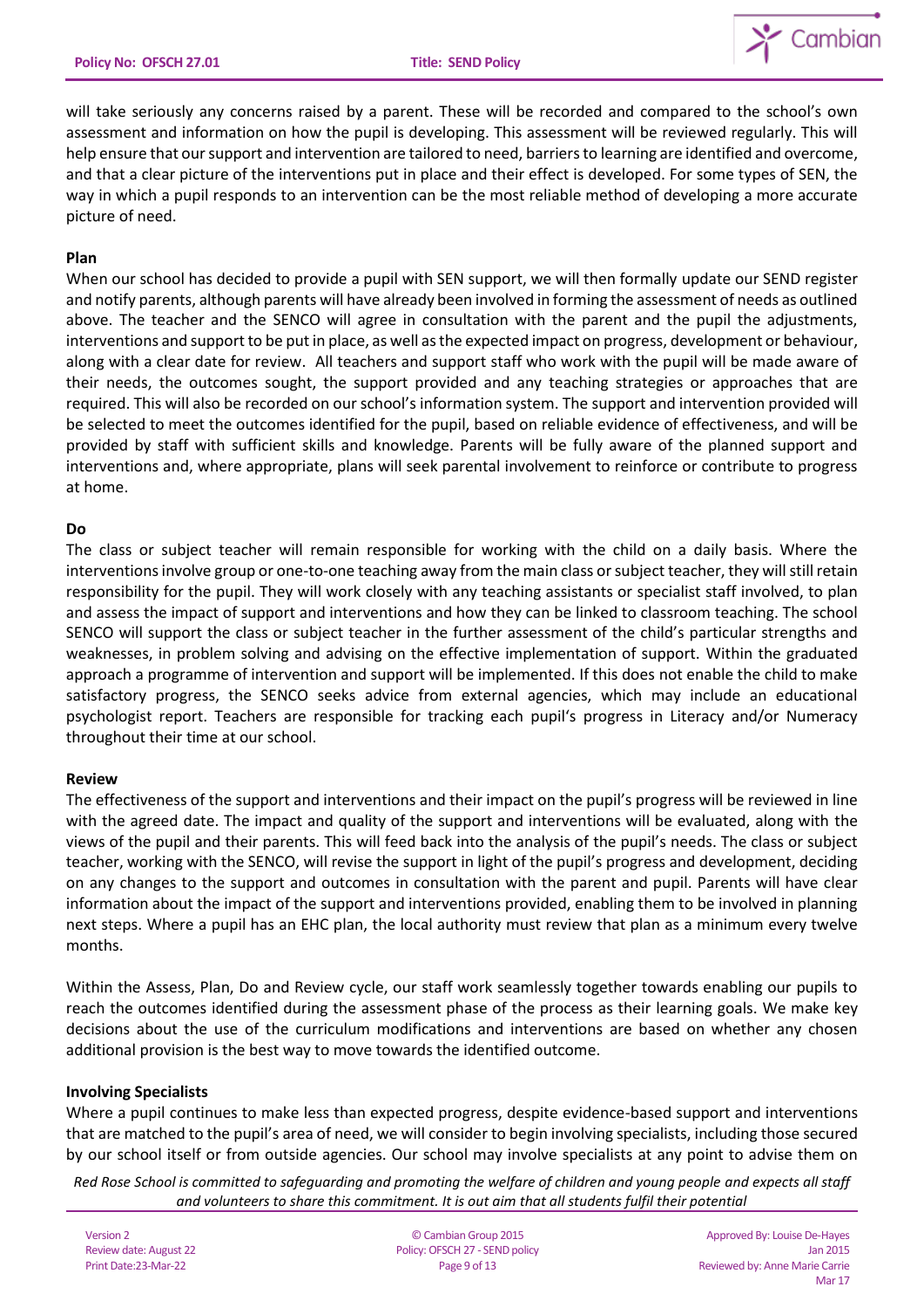will take seriously any concerns raised by a parent. These will be recorded and compared to the school's own assessment and information on how the pupil is developing. This assessment will be reviewed regularly. This will help ensure that our support and intervention are tailored to need, barriers to learning are identified and overcome, and that a clear picture of the interventions put in place and their effect is developed. For some types of SEN, the way in which a pupil responds to an intervention can be the most reliable method of developing a more accurate picture of need.

**Plan**

When our school has decided to provide a pupil with SEN support, we will then formally update our SEND register and notify parents, although parents will have already been involved in forming the assessment of needs as outlined above. The teacher and the SENCO will agree in consultation with the parent and the pupil the adjustments, interventions and support to be put in place, as well as the expected impact on progress, development or behaviour, along with a clear date for review. All teachers and support staff who work with the pupil will be made aware of their needs, the outcomes sought, the support provided and any teaching strategies or approaches that are required. This will also be recorded on our school's information system. The support and intervention provided will be selected to meet the outcomes identified for the pupil, based on reliable evidence of effectiveness, and will be provided by staff with sufficient skills and knowledge. Parents will be fully aware of the planned support and interventions and, where appropriate, plans will seek parental involvement to reinforce or contribute to progress at home.

**Do**

The class or subject teacher will remain responsible for working with the child on a daily basis. Where the interventions involve group or one-to-one teaching away from the main class or subject teacher, they will still retain responsibility for the pupil. They will work closely with any teaching assistants or specialist staff involved, to plan and assess the impact of support and interventions and how they can be linked to classroom teaching. The school SENCO will support the class or subject teacher in the further assessment of the child's particular strengths and weaknesses, in problem solving and advising on the effective implementation of support. Within the graduated approach a programme of intervention and support will be implemented. If this does not enable the child to make satisfactory progress, the SENCO seeks advice from external agencies, which may include an educational psychologist report. Teachers are responsible for tracking each pupil's progress in Literacy and/or Numeracy throughout their time at our school.

**Review**

The effectiveness of the support and interventions and their impact on the pupil's progress will be reviewed in line with the agreed date. The impact and quality of the support and interventions will be evaluated, along with the views of the pupil and their parents. This will feed back into the analysis of the pupil's needs. The class or subject teacher, working with the SENCO, will revise the support in light of the pupil's progress and development, deciding on any changes to the support and outcomes in consultation with the parent and pupil. Parents will have clear information about the impact of the support and interventions provided, enabling them to be involved in planning next steps. Where a pupil has an EHC plan, the local authority must review that plan as a minimum every twelve months.

Within the Assess, Plan, Do and Review cycle, our staff work seamlessly together towards enabling our pupils to reach the outcomes identified during the assessment phase of the process as their learning goals. We make key decisions about the use of the curriculum modifications and interventions are based on whether any chosen additional provision is the best way to move towards the identified outcome.

**Involving Specialists**

Where a pupil continues to make less than expected progress, despite evidence-based support and interventions that are matched to the pupil's area of need, we will consider to begin involving specialists, including those secured by our school itself or from outside agencies. Our school may involve specialists at any point to advise them on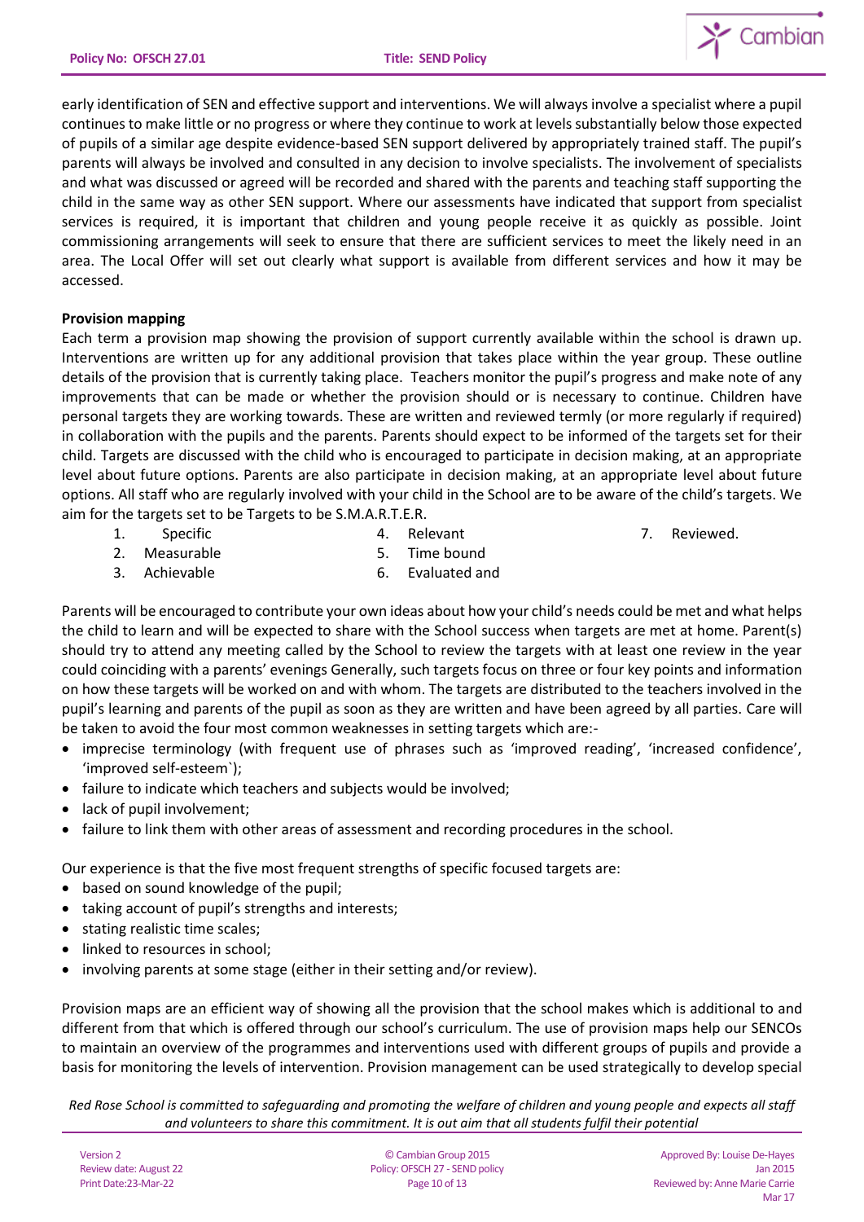early identification of SEN and effective support and interventions. We will always involve a specialist where a pupil continues to make little or no progress or where they continue to work at levels substantially below those expected of pupils of a similar age despite evidence-based SEN support delivered by appropriately trained staff. The pupil's parents will always be involved and consulted in any decision to involve specialists. The involvement of specialists and what was discussed or agreed will be recorded and shared with the parents and teaching staff supporting the child in the same way as other SEN support. Where our assessments have indicated that support from specialist services is required, it is important that children and young people receive it as quickly as possible. Joint commissioning arrangements will seek to ensure that there are sufficient services to meet the likely need in an area. The Local Offer will set out clearly what support is available from different services and how it may be accessed.

**Provision mapping**

Each term a provision map showing the provision of support currently available within the school is drawn up. Interventions are written up for any additional provision that takes place within the year group. These outline details of the provision that is currently taking place. Teachers monitor the pupil's progress and make note of any improvements that can be made or whether the provision should or is necessary to continue. Children have personal targets they are working towards. These are written and reviewed termly (or more regularly if required) in collaboration with the pupils and the parents. Parents should expect to be informed of the targets set for their child. Targets are discussed with the child who is encouraged to participate in decision making, at an appropriate level about future options. Parents are also participate in decision making, at an appropriate level about future options. All staff who are regularly involved with your child in the School are to be aware of the child's targets. We aim for the targets set to be Targets to be S.M.A.R.T.E.R.

1. Specific
2. Measurable
3. Achievable
4. Relevant
5. Time bound
6. Evaluated and
7. Reviewed.

Parents will be encouraged to contribute your own ideas about how your child's needs could be met and what helps the child to learn and will be expected to share with the School success when targets are met at home. Parent(s) should try to attend any meeting called by the School to review the targets with at least one review in the year could coinciding with a parents' evenings Generally, such targets focus on three or four key points and information on how these targets will be worked on and with whom. The targets are distributed to the teachers involved in the pupil's learning and parents of the pupil as soon as they are written and have been agreed by all parties. Care will be taken to avoid the four most common weaknesses in setting targets which are:-

- imprecise terminology (with frequent use of phrases such as 'improved reading', 'increased confidence', 'improved self-esteem`);
- failure to indicate which teachers and subjects would be involved;
- lack of pupil involvement;
- failure to link them with other areas of assessment and recording procedures in the school.

Our experience is that the five most frequent strengths of specific focused targets are:

- based on sound knowledge of the pupil;
- taking account of pupil's strengths and interests;
- stating realistic time scales;
- linked to resources in school;
- involving parents at some stage (either in their setting and/or review).

Provision maps are an efficient way of showing all the provision that the school makes which is additional to and different from that which is offered through our school's curriculum. The use of provision maps help our SENCOs to maintain an overview of the programmes and interventions used with different groups of pupils and provide a basis for monitoring the levels of intervention. Provision management can be used strategically to develop special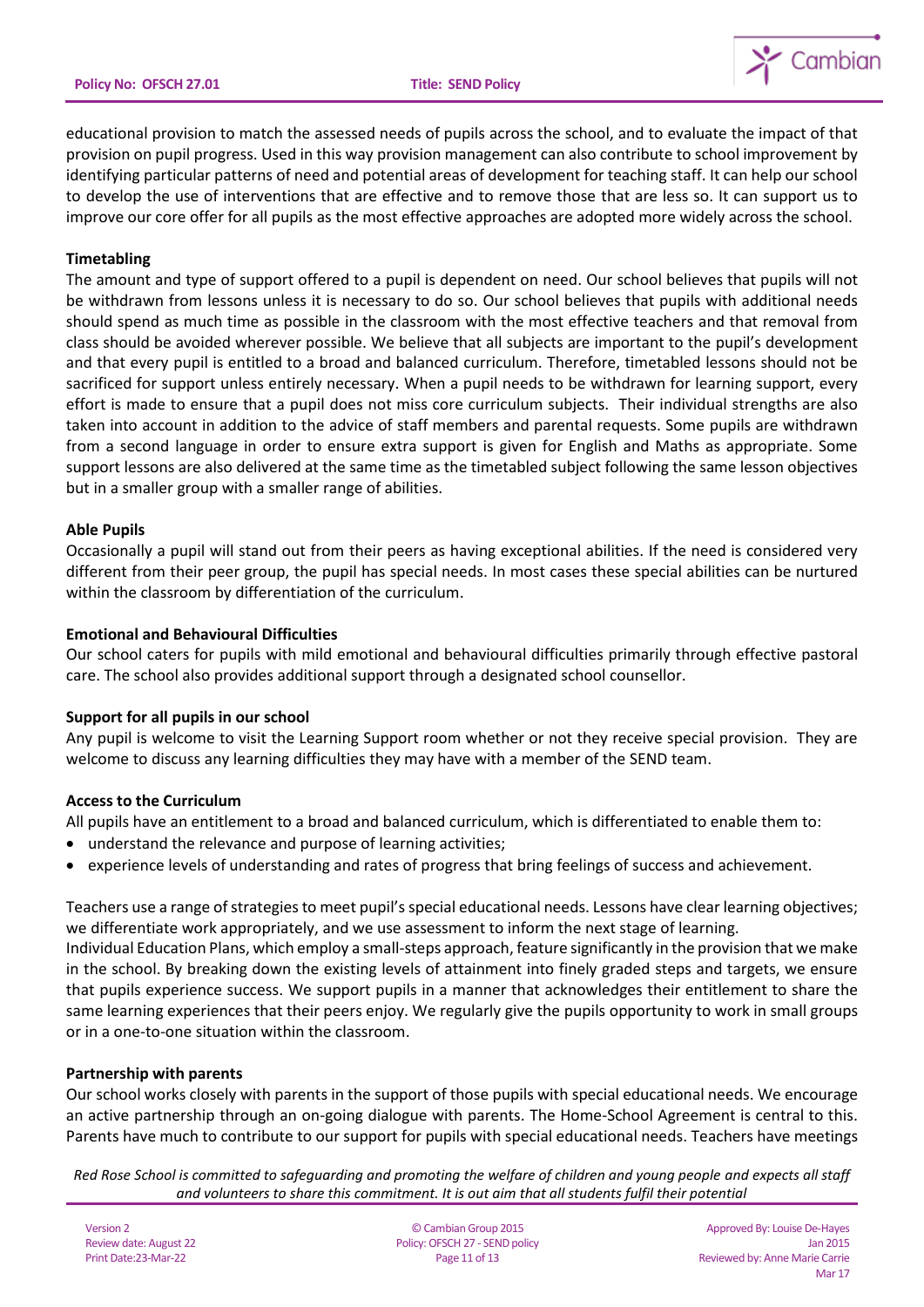educational provision to match the assessed needs of pupils across the school, and to evaluate the impact of that provision on pupil progress. Used in this way provision management can also contribute to school improvement by identifying particular patterns of need and potential areas of development for teaching staff. It can help our school to develop the use of interventions that are effective and to remove those that are less so. It can support us to improve our core offer for all pupils as the most effective approaches are adopted more widely across the school.

**Timetabling**

The amount and type of support offered to a pupil is dependent on need. Our school believes that pupils will not be withdrawn from lessons unless it is necessary to do so. Our school believes that pupils with additional needs should spend as much time as possible in the classroom with the most effective teachers and that removal from class should be avoided wherever possible. We believe that all subjects are important to the pupil's development and that every pupil is entitled to a broad and balanced curriculum. Therefore, timetabled lessons should not be sacrificed for support unless entirely necessary. When a pupil needs to be withdrawn for learning support, every effort is made to ensure that a pupil does not miss core curriculum subjects. Their individual strengths are also taken into account in addition to the advice of staff members and parental requests. Some pupils are withdrawn from a second language in order to ensure extra support is given for English and Maths as appropriate. Some support lessons are also delivered at the same time as the timetabled subject following the same lesson objectives but in a smaller group with a smaller range of abilities.

**Able Pupils**

Occasionally a pupil will stand out from their peers as having exceptional abilities. If the need is considered very different from their peer group, the pupil has special needs. In most cases these special abilities can be nurtured within the classroom by differentiation of the curriculum.

**Emotional and Behavioural Difficulties**

Our school caters for pupils with mild emotional and behavioural difficulties primarily through effective pastoral care. The school also provides additional support through a designated school counsellor.

**Support for all pupils in our school**

Any pupil is welcome to visit the Learning Support room whether or not they receive special provision. They are welcome to discuss any learning difficulties they may have with a member of the SEND team.

**Access to the Curriculum**

All pupils have an entitlement to a broad and balanced curriculum, which is differentiated to enable them to:

- understand the relevance and purpose of learning activities;
- experience levels of understanding and rates of progress that bring feelings of success and achievement.

Teachers use a range of strategies to meet pupil's special educational needs. Lessons have clear learning objectives; we differentiate work appropriately, and we use assessment to inform the next stage of learning.
Individual Education Plans, which employ a small-steps approach, feature significantly in the provision that we make in the school. By breaking down the existing levels of attainment into finely graded steps and targets, we ensure that pupils experience success. We support pupils in a manner that acknowledges their entitlement to share the same learning experiences that their peers enjoy. We regularly give the pupils opportunity to work in small groups or in a one-to-one situation within the classroom.

**Partnership with parents**

Our school works closely with parents in the support of those pupils with special educational needs. We encourage an active partnership through an on-going dialogue with parents. The Home-School Agreement is central to this. Parents have much to contribute to our support for pupils with special educational needs. Teachers have meetings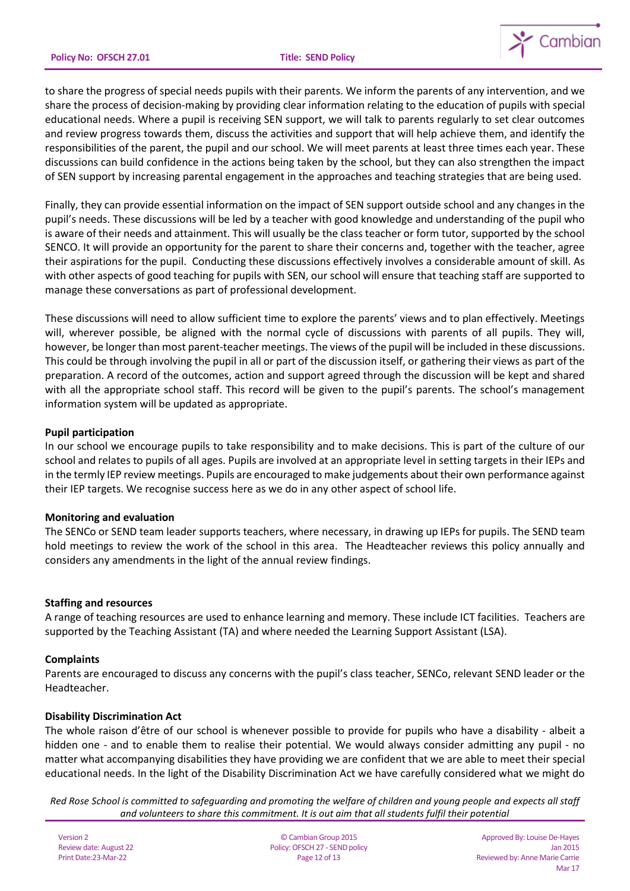to share the progress of special needs pupils with their parents. We inform the parents of any intervention, and we share the process of decision-making by providing clear information relating to the education of pupils with special educational needs. Where a pupil is receiving SEN support, we will talk to parents regularly to set clear outcomes and review progress towards them, discuss the activities and support that will help achieve them, and identify the responsibilities of the parent, the pupil and our school. We will meet parents at least three times each year. These discussions can build confidence in the actions being taken by the school, but they can also strengthen the impact of SEN support by increasing parental engagement in the approaches and teaching strategies that are being used.

Finally, they can provide essential information on the impact of SEN support outside school and any changes in the pupil's needs. These discussions will be led by a teacher with good knowledge and understanding of the pupil who is aware of their needs and attainment. This will usually be the class teacher or form tutor, supported by the school SENCO. It will provide an opportunity for the parent to share their concerns and, together with the teacher, agree their aspirations for the pupil. Conducting these discussions effectively involves a considerable amount of skill. As with other aspects of good teaching for pupils with SEN, our school will ensure that teaching staff are supported to manage these conversations as part of professional development.

These discussions will need to allow sufficient time to explore the parents' views and to plan effectively. Meetings will, wherever possible, be aligned with the normal cycle of discussions with parents of all pupils. They will, however, be longer than most parent-teacher meetings. The views of the pupil will be included in these discussions. This could be through involving the pupil in all or part of the discussion itself, or gathering their views as part of the preparation. A record of the outcomes, action and support agreed through the discussion will be kept and shared with all the appropriate school staff. This record will be given to the pupil's parents. The school's management information system will be updated as appropriate.

**Pupil participation**

In our school we encourage pupils to take responsibility and to make decisions. This is part of the culture of our school and relates to pupils of all ages. Pupils are involved at an appropriate level in setting targets in their IEPs and in the termly IEP review meetings. Pupils are encouraged to make judgements about their own performance against their IEP targets. We recognise success here as we do in any other aspect of school life.

**Monitoring and evaluation**

The SENCo or SEND team leader supports teachers, where necessary, in drawing up IEPs for pupils. The SEND team hold meetings to review the work of the school in this area. The Headteacher reviews this policy annually and considers any amendments in the light of the annual review findings.

**Staffing and resources**

A range of teaching resources are used to enhance learning and memory. These include ICT facilities. Teachers are supported by the Teaching Assistant (TA) and where needed the Learning Support Assistant (LSA).

**Complaints**

Parents are encouraged to discuss any concerns with the pupil's class teacher, SENCo, relevant SEND leader or the Headteacher.

**Disability Discrimination Act**

The whole raison d'être of our school is whenever possible to provide for pupils who have a disability - albeit a hidden one - and to enable them to realise their potential. We would always consider admitting any pupil - no matter what accompanying disabilities they have providing we are confident that we are able to meet their special educational needs. In the light of the Disability Discrimination Act we have carefully considered what we might do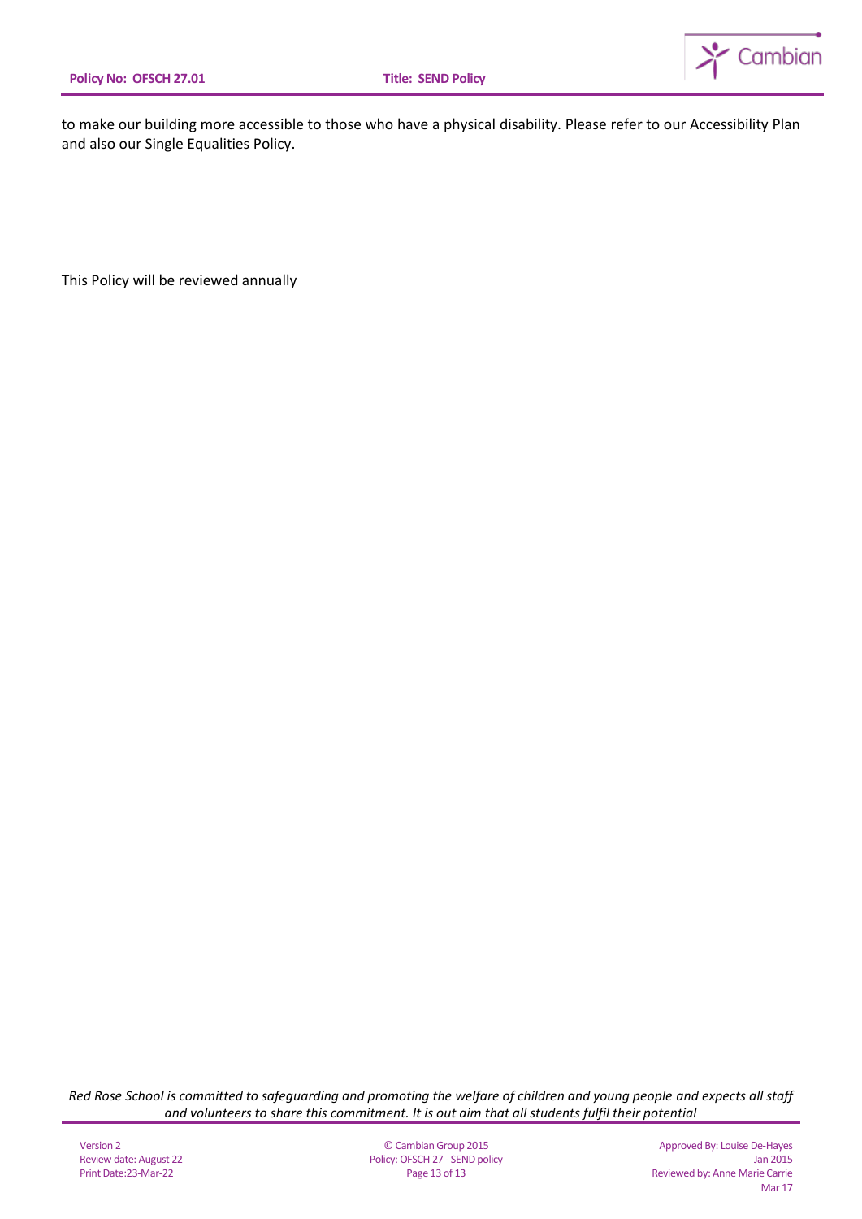to make our building more accessible to those who have a physical disability. Please refer to our Accessibility Plan and also our Single Equalities Policy.

This Policy will be reviewed annually